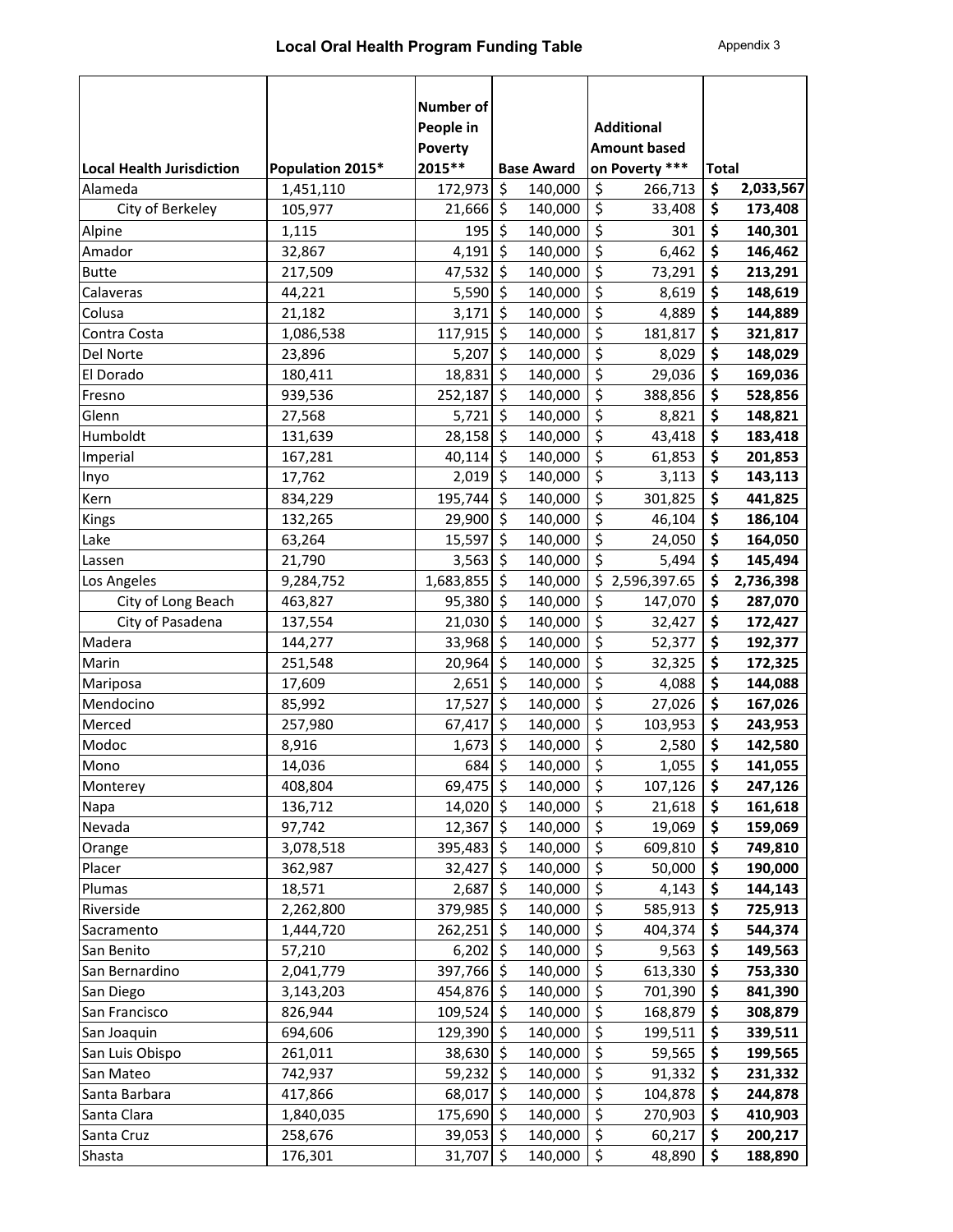## Local Oral Health Program Funding Table

Appendix 3

| Local Health Jurisdiction | Population 2015* | Number of People in Poverty 2015** | Base Award | Additional Amount based on Poverty *** | Total |
|---|---|---|---|---|---|
| Alameda | 1,451,110 | 172,973 | $ 140,000 | $ 266,713 | **$ 2,033,567** |
| City of Berkeley | 105,977 | 21,666 | $ 140,000 | $ 33,408 | **$ 173,408** |
| Alpine | 1,115 | 195 | $ 140,000 | $ 301 | **$ 140,301** |
| Amador | 32,867 | 4,191 | $ 140,000 | $ 6,462 | **$ 146,462** |
| Butte | 217,509 | 47,532 | $ 140,000 | $ 73,291 | **$ 213,291** |
| Calaveras | 44,221 | 5,590 | $ 140,000 | $ 8,619 | **$ 148,619** |
| Colusa | 21,182 | 3,171 | $ 140,000 | $ 4,889 | **$ 144,889** |
| Contra Costa | 1,086,538 | 117,915 | $ 140,000 | $ 181,817 | **$ 321,817** |
| Del Norte | 23,896 | 5,207 | $ 140,000 | $ 8,029 | **$ 148,029** |
| El Dorado | 180,411 | 18,831 | $ 140,000 | $ 29,036 | **$ 169,036** |
| Fresno | 939,536 | 252,187 | $ 140,000 | $ 388,856 | **$ 528,856** |
| Glenn | 27,568 | 5,721 | $ 140,000 | $ 8,821 | **$ 148,821** |
| Humboldt | 131,639 | 28,158 | $ 140,000 | $ 43,418 | **$ 183,418** |
| Imperial | 167,281 | 40,114 | $ 140,000 | $ 61,853 | **$ 201,853** |
| Inyo | 17,762 | 2,019 | $ 140,000 | $ 3,113 | **$ 143,113** |
| Kern | 834,229 | 195,744 | $ 140,000 | $ 301,825 | **$ 441,825** |
| Kings | 132,265 | 29,900 | $ 140,000 | $ 46,104 | **$ 186,104** |
| Lake | 63,264 | 15,597 | $ 140,000 | $ 24,050 | **$ 164,050** |
| Lassen | 21,790 | 3,563 | $ 140,000 | $ 5,494 | **$ 145,494** |
| Los Angeles | 9,284,752 | 1,683,855 | $ 140,000 | $ 2,596,397.65 | **$ 2,736,398** |
| City of Long Beach | 463,827 | 95,380 | $ 140,000 | $ 147,070 | **$ 287,070** |
| City of Pasadena | 137,554 | 21,030 | $ 140,000 | $ 32,427 | **$ 172,427** |
| Madera | 144,277 | 33,968 | $ 140,000 | $ 52,377 | **$ 192,377** |
| Marin | 251,548 | 20,964 | $ 140,000 | $ 32,325 | **$ 172,325** |
| Mariposa | 17,609 | 2,651 | $ 140,000 | $ 4,088 | **$ 144,088** |
| Mendocino | 85,992 | 17,527 | $ 140,000 | $ 27,026 | **$ 167,026** |
| Merced | 257,980 | 67,417 | $ 140,000 | $ 103,953 | **$ 243,953** |
| Modoc | 8,916 | 1,673 | $ 140,000 | $ 2,580 | **$ 142,580** |
| Mono | 14,036 | 684 | $ 140,000 | $ 1,055 | **$ 141,055** |
| Monterey | 408,804 | 69,475 | $ 140,000 | $ 107,126 | **$ 247,126** |
| Napa | 136,712 | 14,020 | $ 140,000 | $ 21,618 | **$ 161,618** |
| Nevada | 97,742 | 12,367 | $ 140,000 | $ 19,069 | **$ 159,069** |
| Orange | 3,078,518 | 395,483 | $ 140,000 | $ 609,810 | **$ 749,810** |
| Placer | 362,987 | 32,427 | $ 140,000 | $ 50,000 | **$ 190,000** |
| Plumas | 18,571 | 2,687 | $ 140,000 | $ 4,143 | **$ 144,143** |
| Riverside | 2,262,800 | 379,985 | $ 140,000 | $ 585,913 | **$ 725,913** |
| Sacramento | 1,444,720 | 262,251 | $ 140,000 | $ 404,374 | **$ 544,374** |
| San Benito | 57,210 | 6,202 | $ 140,000 | $ 9,563 | **$ 149,563** |
| San Bernardino | 2,041,779 | 397,766 | $ 140,000 | $ 613,330 | **$ 753,330** |
| San Diego | 3,143,203 | 454,876 | $ 140,000 | $ 701,390 | **$ 841,390** |
| San Francisco | 826,944 | 109,524 | $ 140,000 | $ 168,879 | **$ 308,879** |
| San Joaquin | 694,606 | 129,390 | $ 140,000 | $ 199,511 | **$ 339,511** |
| San Luis Obispo | 261,011 | 38,630 | $ 140,000 | $ 59,565 | **$ 199,565** |
| San Mateo | 742,937 | 59,232 | $ 140,000 | $ 91,332 | **$ 231,332** |
| Santa Barbara | 417,866 | 68,017 | $ 140,000 | $ 104,878 | **$ 244,878** |
| Santa Clara | 1,840,035 | 175,690 | $ 140,000 | $ 270,903 | **$ 410,903** |
| Santa Cruz | 258,676 | 39,053 | $ 140,000 | $ 60,217 | **$ 200,217** |
| Shasta | 176,301 | 31,707 | $ 140,000 | $ 48,890 | **$ 188,890** |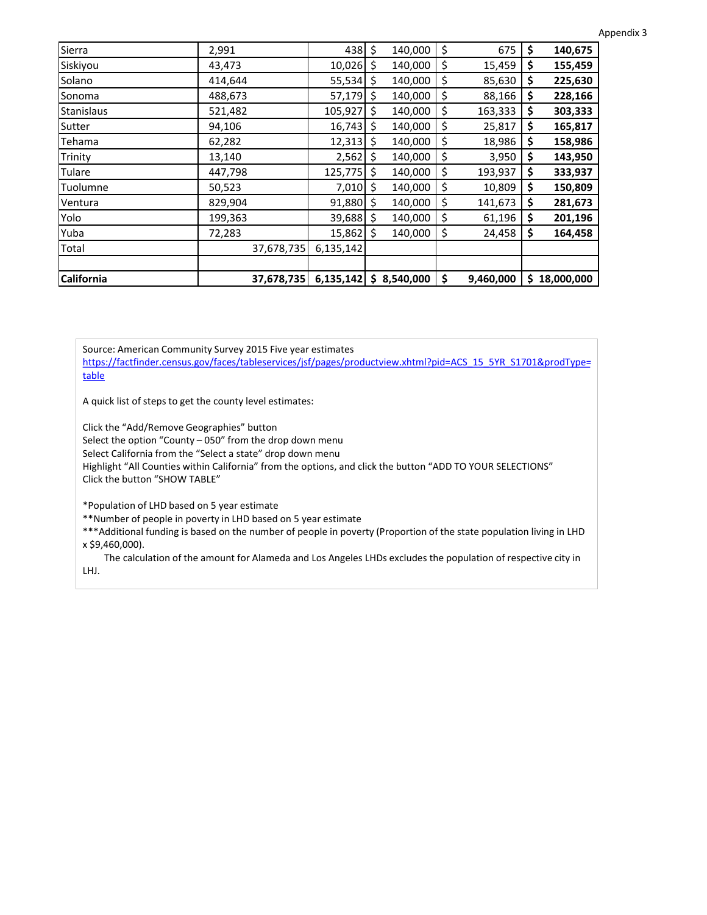| | | | | | |
|---|---|---|---|---|---|
| Sierra | 2,991 | 438 | $ 140,000 | $ 675 | **$ 140,675** |
| Siskiyou | 43,473 | 10,026 | $ 140,000 | $ 15,459 | **$ 155,459** |
| Solano | 414,644 | 55,534 | $ 140,000 | $ 85,630 | **$ 225,630** |
| Sonoma | 488,673 | 57,179 | $ 140,000 | $ 88,166 | **$ 228,166** |
| Stanislaus | 521,482 | 105,927 | $ 140,000 | $ 163,333 | **$ 303,333** |
| Sutter | 94,106 | 16,743 | $ 140,000 | $ 25,817 | **$ 165,817** |
| Tehama | 62,282 | 12,313 | $ 140,000 | $ 18,986 | **$ 158,986** |
| Trinity | 13,140 | 2,562 | $ 140,000 | $ 3,950 | **$ 143,950** |
| Tulare | 447,798 | 125,775 | $ 140,000 | $ 193,937 | **$ 333,937** |
| Tuolumne | 50,523 | 7,010 | $ 140,000 | $ 10,809 | **$ 150,809** |
| Ventura | 829,904 | 91,880 | $ 140,000 | $ 141,673 | **$ 281,673** |
| Yolo | 199,363 | 39,688 | $ 140,000 | $ 61,196 | **$ 201,196** |
| Yuba | 72,283 | 15,862 | $ 140,000 | $ 24,458 | **$ 164,458** |
| Total | 37,678,735 | 6,135,142 | | | |
| | | | | | |
| **California** | **37,678,735** | **6,135,142** | **$ 8,540,000** | **$ 9,460,000** | **$ 18,000,000** |

Source: American Community Survey 2015 Five year estimates
https://factfinder.census.gov/faces/tableservices/jsf/pages/productview.xhtml?pid=ACS_15_5YR_S1701&prodType=table

A quick list of steps to get the county level estimates:

Click the “Add/Remove Geographies” button
Select the option “County – 050” from the drop down menu
Select California from the “Select a state” drop down menu
Highlight “All Counties within California” from the options, and click the button “ADD TO YOUR SELECTIONS”
Click the button “SHOW TABLE”

*Population of LHD based on 5 year estimate
**Number of people in poverty in LHD based on 5 year estimate
***Additional funding is based on the number of people in poverty (Proportion of the state population living in LHD x $9,460,000).
The calculation of the amount for Alameda and Los Angeles LHDs excludes the population of respective city in LHJ.